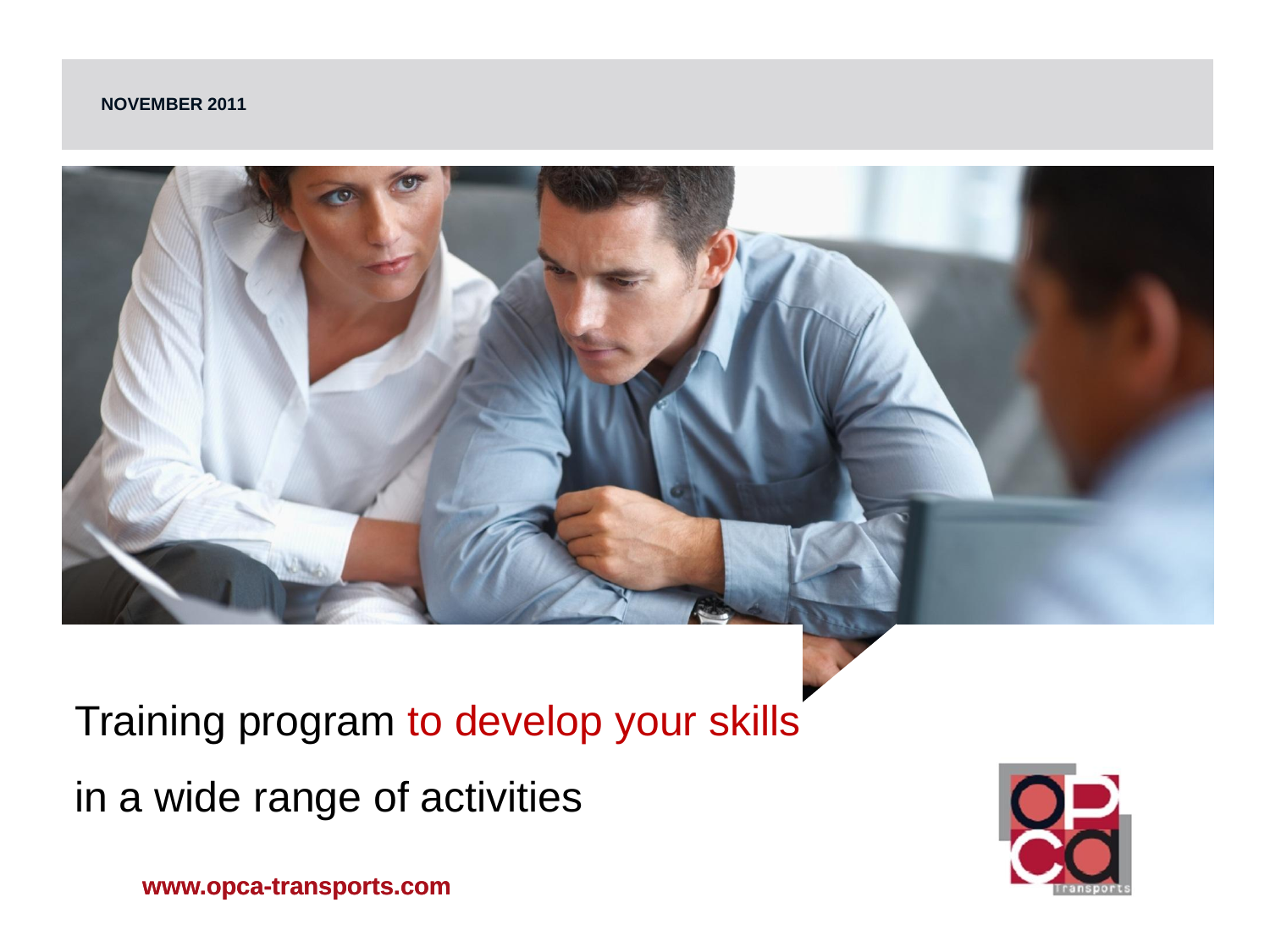**NOVEMBER 2011**

# Training program to develop your skills in a wide range of activities

**www.opca-transports.com**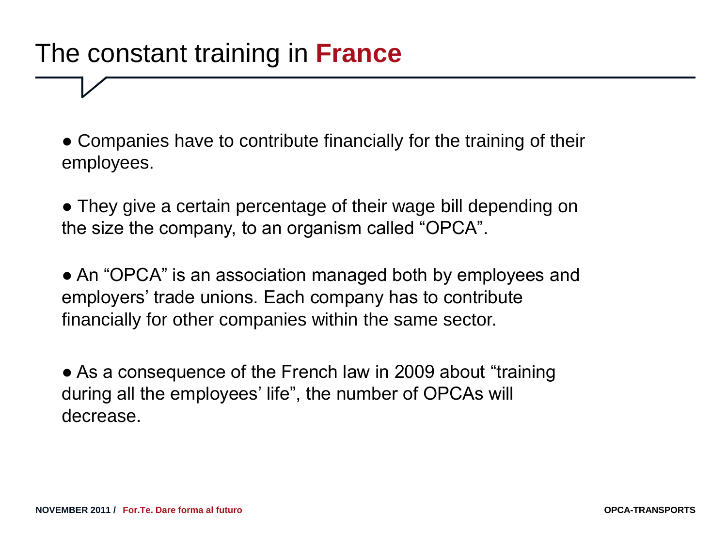# The constant training in **France**

- Companies have to contribute financially for the training of their employees.

- They give a certain percentage of their wage bill depending on the size the company, to an organism called “OPCA”.

- An “OPCA” is an association managed both by employees and employers’ trade unions. Each company has to contribute financially for other companies within the same sector.

- As a consequence of the French law in 2009 about “training during all the employees’ life”, the number of OPCAs will decrease.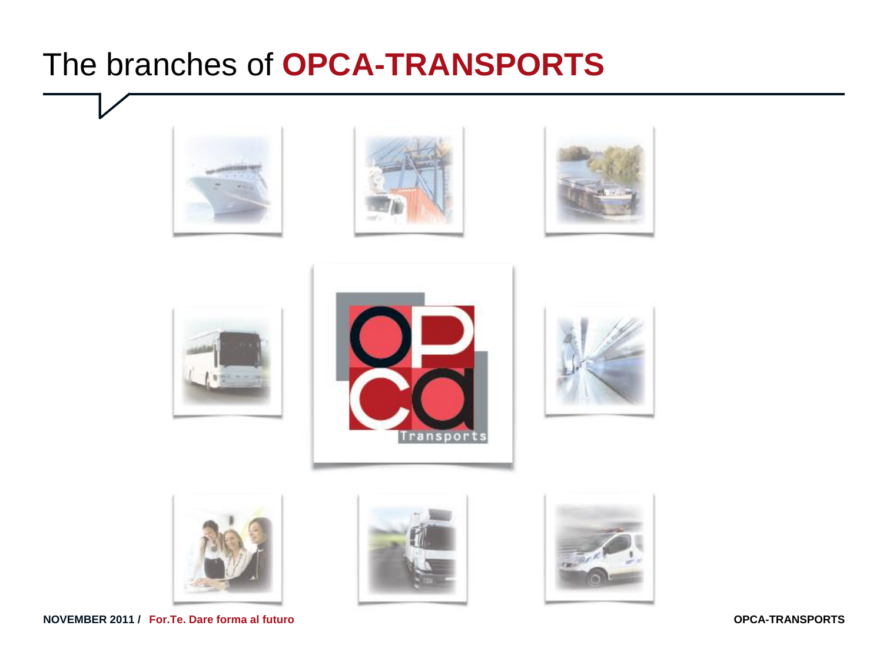# The branches of **OPCA-TRANSPORTS**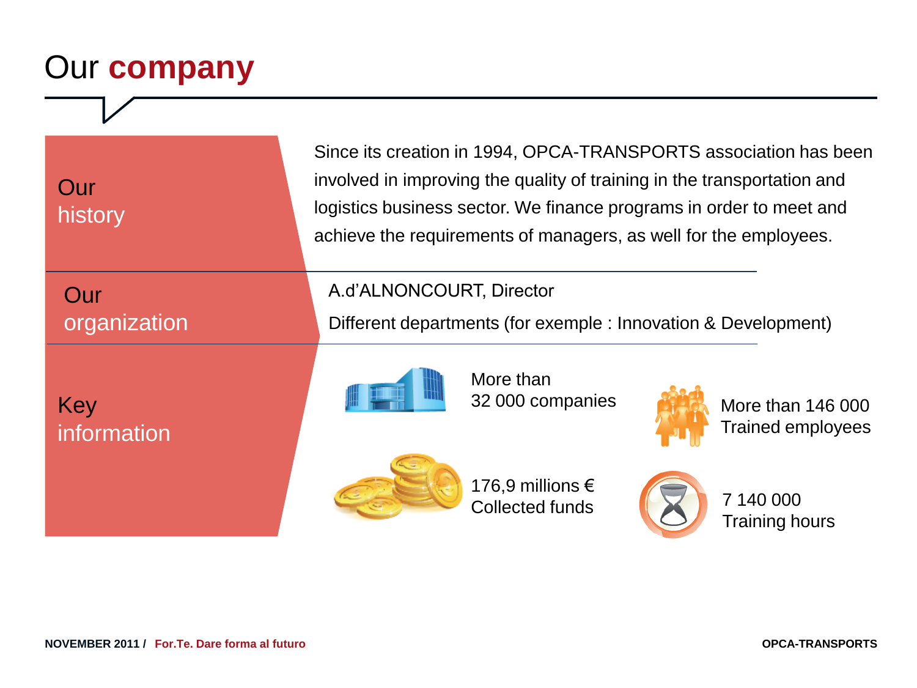# Our company

## Our history

Since its creation in 1994, OPCA-TRANSPORTS association has been involved in improving the quality of training in the transportation and logistics business sector. We finance programs in order to meet and achieve the requirements of managers, as well for the employees.

## Our organization

A.d'ALNONCOURT, Director

Different departments (for exemple : Innovation & Development)

## Key information

- More than 32 000 companies
- More than 146 000 Trained employees
- 176,9 millions € Collected funds
- 7 140 000 Training hours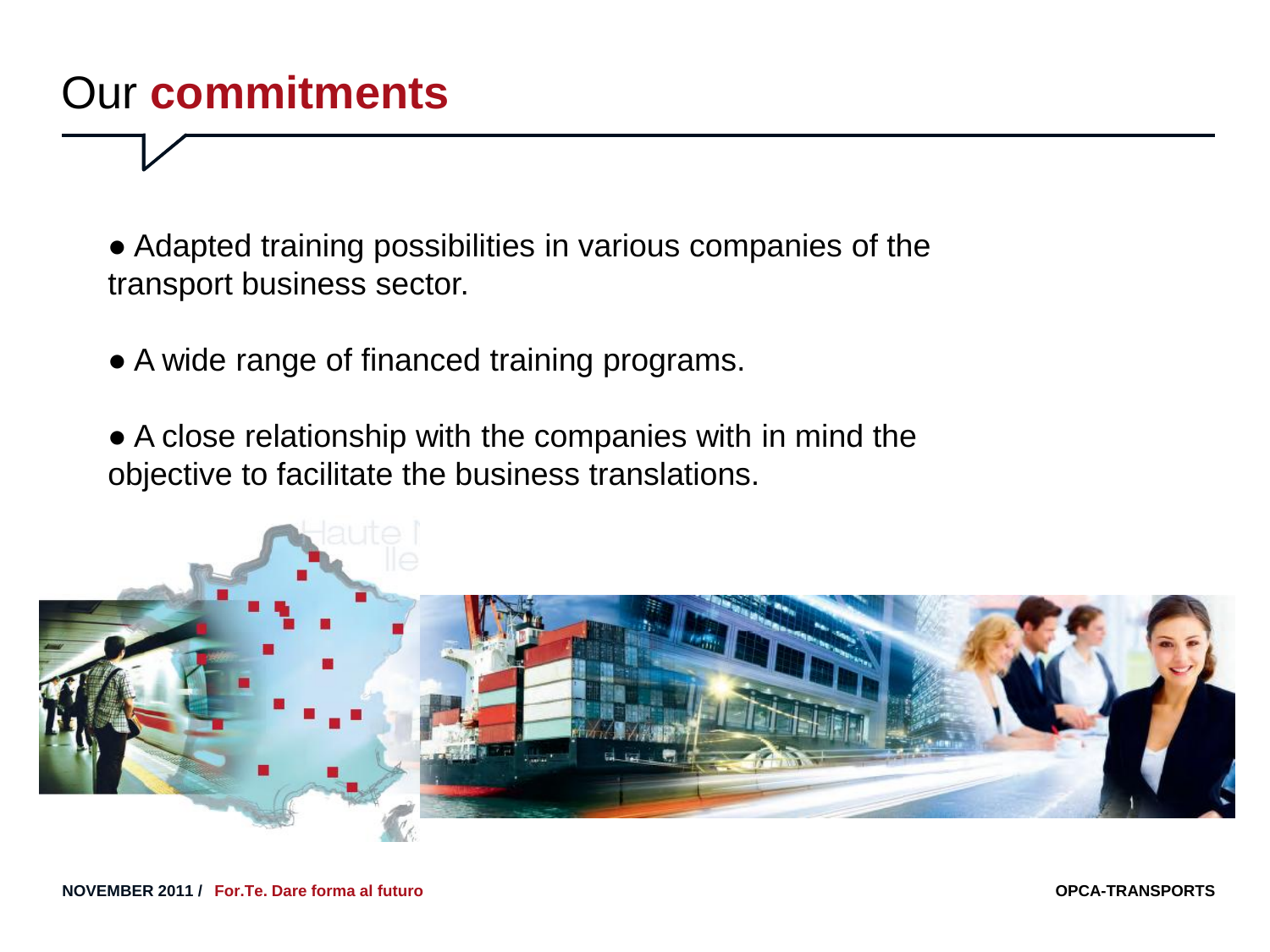# Our **commitments**

- Adapted training possibilities in various companies of the transport business sector.

- A wide range of financed training programs.

- A close relationship with the companies with in mind the objective to facilitate the business translations.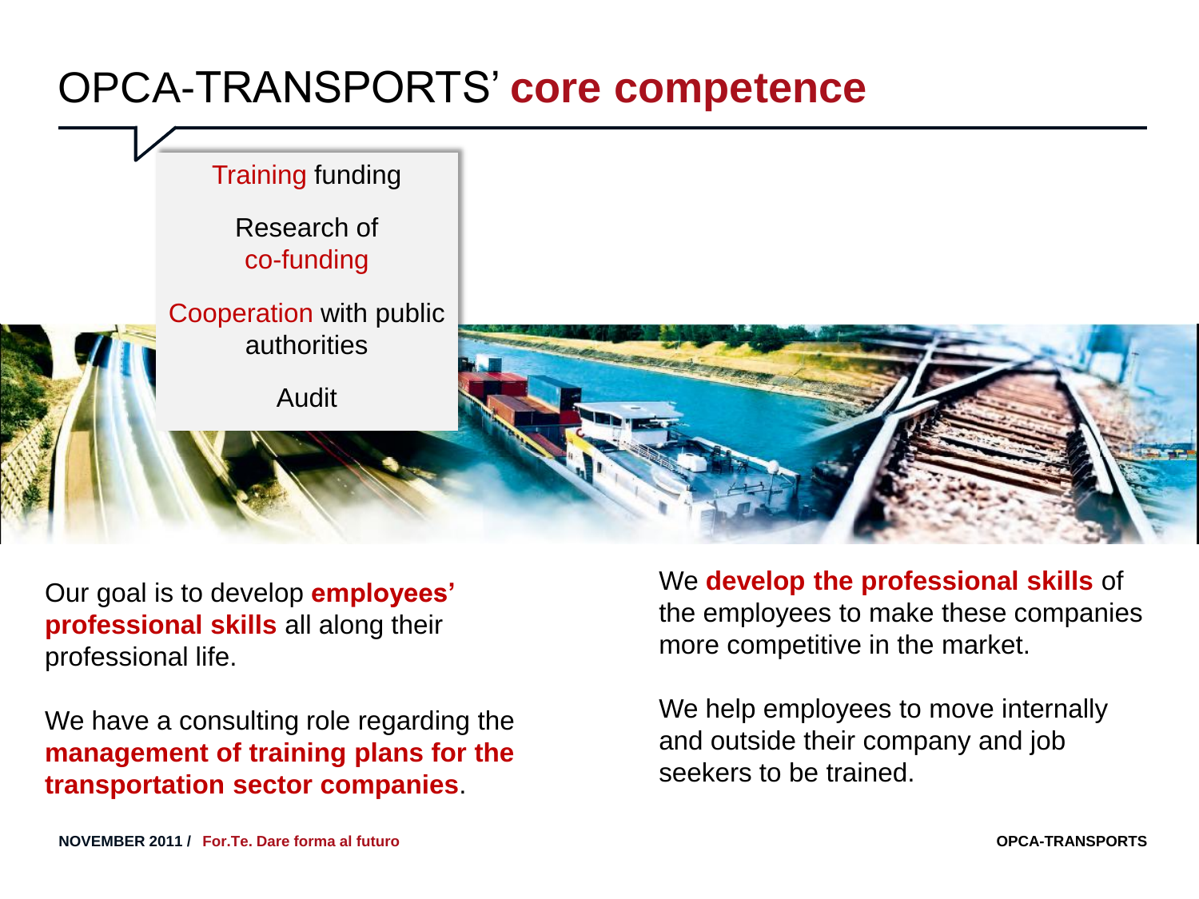# OPCA-TRANSPORTS' **core competence**

Training funding

Research of co-funding

Cooperation with public authorities

Audit

Our goal is to develop **employees' professional skills** all along their professional life.

We have a consulting role regarding the **management of training plans for the transportation sector companies**.

We **develop the professional skills** of the employees to make these companies more competitive in the market.

We help employees to move internally and outside their company and job seekers to be trained.